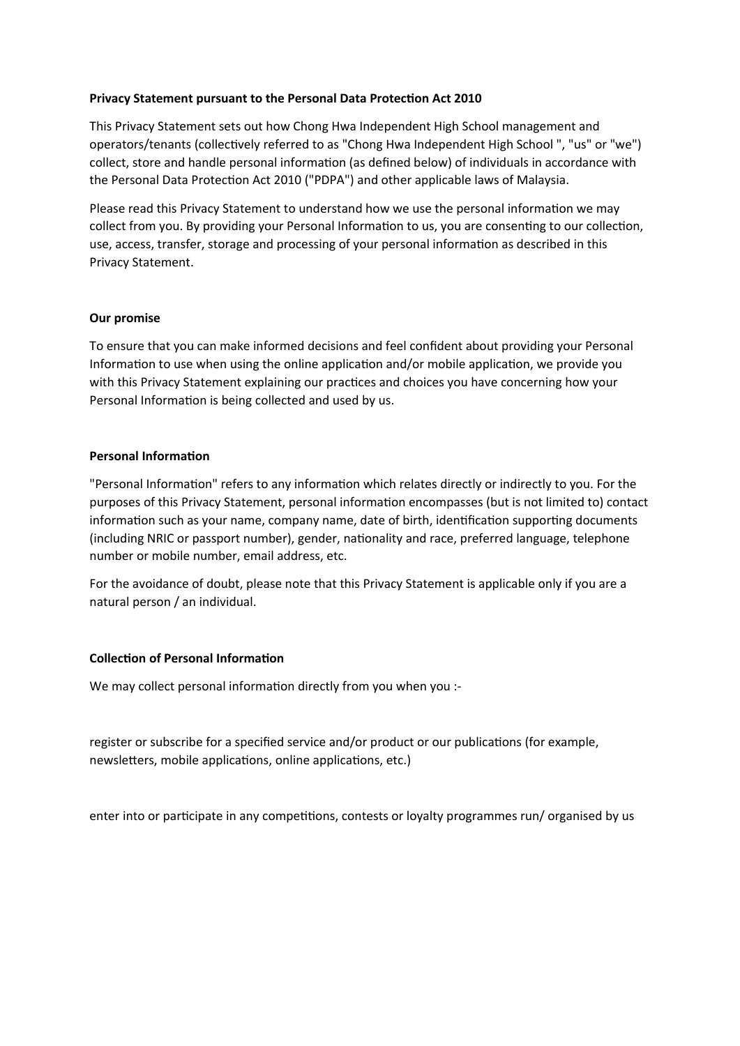**Privacy Statement pursuant to the Personal Data Protection Act 2010**

This Privacy Statement sets out how Chong Hwa Independent High School management and operators/tenants (collectively referred to as "Chong Hwa Independent High School ", "us" or "we") collect, store and handle personal information (as defined below) of individuals in accordance with the Personal Data Protection Act 2010 ("PDPA") and other applicable laws of Malaysia.

Please read this Privacy Statement to understand how we use the personal information we may collect from you. By providing your Personal Information to us, you are consenting to our collection, use, access, transfer, storage and processing of your personal information as described in this Privacy Statement.

**Our promise**

To ensure that you can make informed decisions and feel confident about providing your Personal Information to use when using the online application and/or mobile application, we provide you with this Privacy Statement explaining our practices and choices you have concerning how your Personal Information is being collected and used by us.

**Personal Information**

"Personal Information" refers to any information which relates directly or indirectly to you. For the purposes of this Privacy Statement, personal information encompasses (but is not limited to) contact information such as your name, company name, date of birth, identification supporting documents (including NRIC or passport number), gender, nationality and race, preferred language, telephone number or mobile number, email address, etc.

For the avoidance of doubt, please note that this Privacy Statement is applicable only if you are a natural person / an individual.

**Collection of Personal Information**

We may collect personal information directly from you when you :-

register or subscribe for a specified service and/or product or our publications (for example, newsletters, mobile applications, online applications, etc.)

enter into or participate in any competitions, contests or loyalty programmes run/ organised by us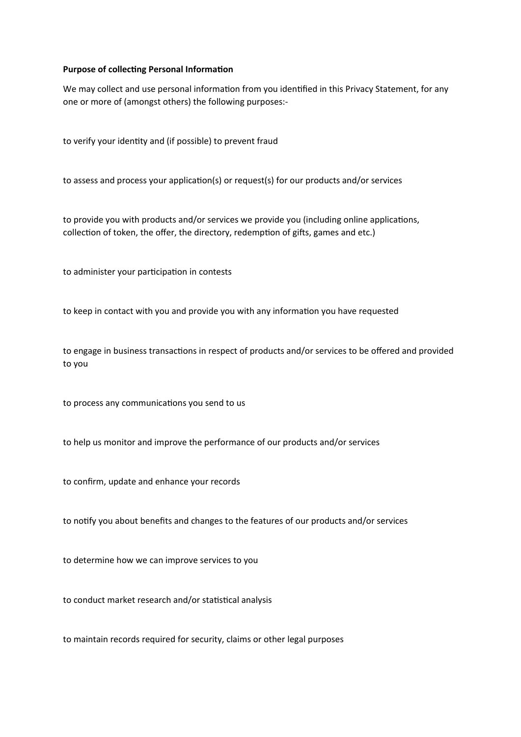**Purpose of collecting Personal Information**

We may collect and use personal information from you identified in this Privacy Statement, for any one or more of (amongst others) the following purposes:-

to verify your identity and (if possible) to prevent fraud

to assess and process your application(s) or request(s) for our products and/or services

to provide you with products and/or services we provide you (including online applications, collection of token, the offer, the directory, redemption of gifts, games and etc.)

to administer your participation in contests

to keep in contact with you and provide you with any information you have requested

to engage in business transactions in respect of products and/or services to be offered and provided to you

to process any communications you send to us

to help us monitor and improve the performance of our products and/or services

to confirm, update and enhance your records

to notify you about benefits and changes to the features of our products and/or services

to determine how we can improve services to you

to conduct market research and/or statistical analysis

to maintain records required for security, claims or other legal purposes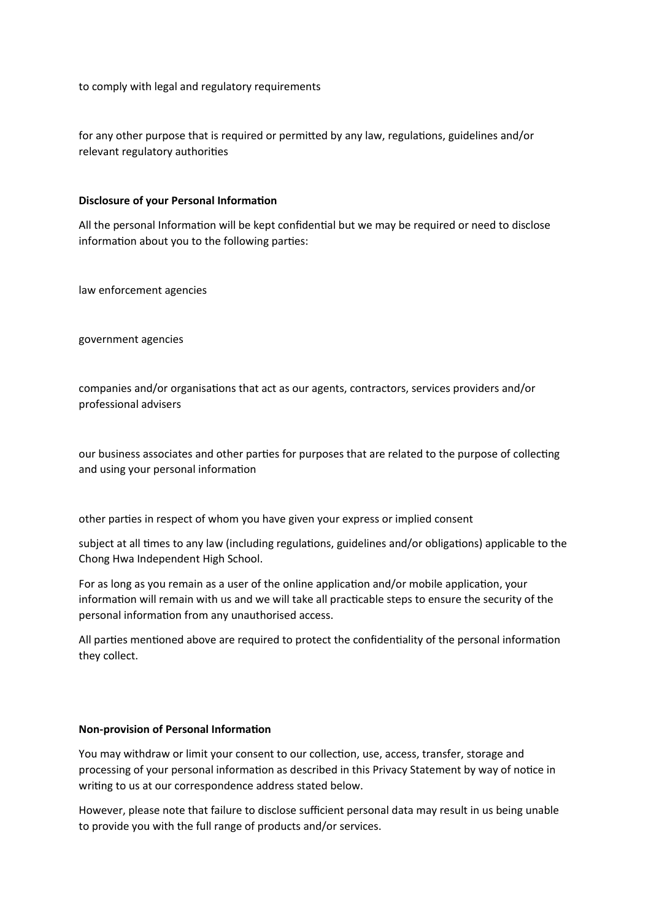to comply with legal and regulatory requirements

for any other purpose that is required or permitted by any law, regulations, guidelines and/or relevant regulatory authorities

**Disclosure of your Personal Information**

All the personal Information will be kept confidential but we may be required or need to disclose information about you to the following parties:

law enforcement agencies

government agencies

companies and/or organisations that act as our agents, contractors, services providers and/or professional advisers

our business associates and other parties for purposes that are related to the purpose of collecting and using your personal information

other parties in respect of whom you have given your express or implied consent

subject at all times to any law (including regulations, guidelines and/or obligations) applicable to the Chong Hwa Independent High School.

For as long as you remain as a user of the online application and/or mobile application, your information will remain with us and we will take all practicable steps to ensure the security of the personal information from any unauthorised access.

All parties mentioned above are required to protect the confidentiality of the personal information they collect.

**Non-provision of Personal Information**

You may withdraw or limit your consent to our collection, use, access, transfer, storage and processing of your personal information as described in this Privacy Statement by way of notice in writing to us at our correspondence address stated below.

However, please note that failure to disclose sufficient personal data may result in us being unable to provide you with the full range of products and/or services.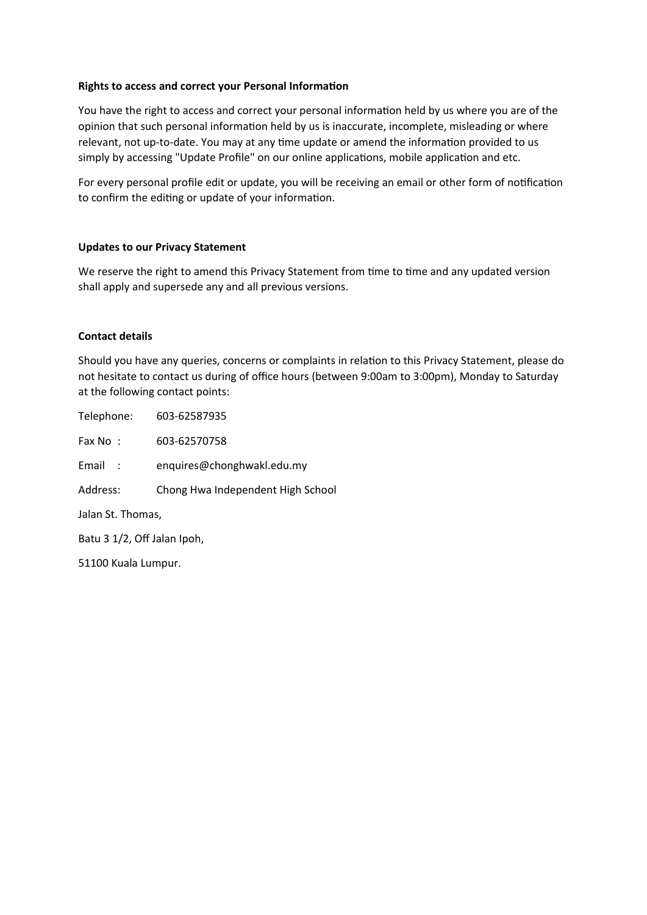**Rights to access and correct your Personal Information**

You have the right to access and correct your personal information held by us where you are of the opinion that such personal information held by us is inaccurate, incomplete, misleading or where relevant, not up-to-date. You may at any time update or amend the information provided to us simply by accessing "Update Profile" on our online applications, mobile application and etc.

For every personal profile edit or update, you will be receiving an email or other form of notification to confirm the editing or update of your information.

**Updates to our Privacy Statement**

We reserve the right to amend this Privacy Statement from time to time and any updated version shall apply and supersede any and all previous versions.

**Contact details**

Should you have any queries, concerns or complaints in relation to this Privacy Statement, please do not hesitate to contact us during of office hours (between 9:00am to 3:00pm), Monday to Saturday at the following contact points:

Telephone: 603-62587935

Fax No : 603-62570758

Email : enquires@chonghwakl.edu.my

Address: Chong Hwa Independent High School

Jalan St. Thomas,

Batu 3 1/2, Off Jalan Ipoh,

51100 Kuala Lumpur.